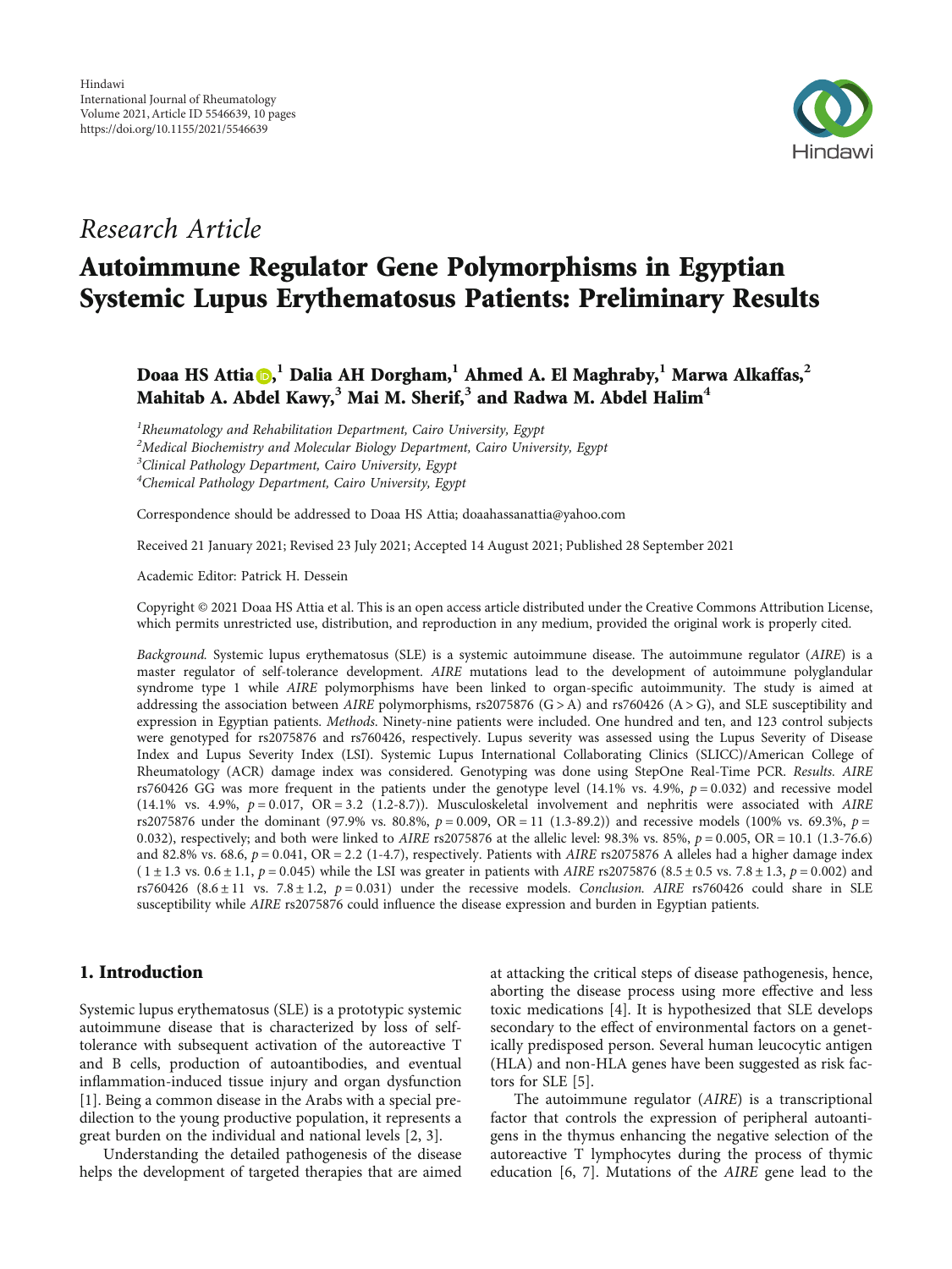Hindawi
International Journal of Rheumatology
Volume 2021, Article ID 5546639, 10 pages
https://doi.org/10.1155/2021/5546639

*Research Article*

# Autoimmune Regulator Gene Polymorphisms in Egyptian Systemic Lupus Erythematosus Patients: Preliminary Results

**Doaa HS Attia,[1] Dalia AH Dorgham,[1] Ahmed A. El Maghraby,[1] Marwa Alkaffas,[2] Mahitab A. Abdel Kawy,[3] Mai M. Sherif,[3] and Radwa M. Abdel Halim[4]**

[1] *Rheumatology and Rehabilitation Department, Cairo University, Egypt*
[2] *Medical Biochemistry and Molecular Biology Department, Cairo University, Egypt*
[3] *Clinical Pathology Department, Cairo University, Egypt*
[4] *Chemical Pathology Department, Cairo University, Egypt*

Correspondence should be addressed to Doaa HS Attia; doaahassanattia@yahoo.com

Received 21 January 2021; Revised 23 July 2021; Accepted 14 August 2021; Published 28 September 2021

Academic Editor: Patrick H. Dessein

Copyright © 2021 Doaa HS Attia et al. This is an open access article distributed under the Creative Commons Attribution License, which permits unrestricted use, distribution, and reproduction in any medium, provided the original work is properly cited.

*Background.* Systemic lupus erythematosus (SLE) is a systemic autoimmune disease. The autoimmune regulator (*AIRE*) is a master regulator of self-tolerance development. *AIRE* mutations lead to the development of autoimmune polyglandular syndrome type 1 while *AIRE* polymorphisms have been linked to organ-specific autoimmunity. The study is aimed at addressing the association between *AIRE* polymorphisms, rs2075876 (G > A) and rs760426 (A > G), and SLE susceptibility and expression in Egyptian patients. *Methods.* Ninety-nine patients were included. One hundred and ten, and 123 control subjects were genotyped for rs2075876 and rs760426, respectively. Lupus severity was assessed using the Lupus Severity of Disease Index and Lupus Severity Index (LSI). Systemic Lupus International Collaborating Clinics (SLICC)/American College of Rheumatology (ACR) damage index was considered. Genotyping was done using StepOne Real-Time PCR. *Results. AIRE* rs760426 GG was more frequent in the patients under the genotype level (14.1% vs. 4.9%, $p = 0.032$) and recessive model (14.1% vs. 4.9%, $p = 0.017$, OR = 3.2 (1.2-8.7)). Musculoskeletal involvement and nephritis were associated with *AIRE* rs2075876 under the dominant (97.9% vs. 80.8%, $p = 0.009$, OR = 11 (1.3-89.2)) and recessive models (100% vs. 69.3%, $p = 0.032$), respectively; and both were linked to *AIRE* rs2075876 at the allelic level: 98.3% vs. 85%, $p = 0.005$, OR = 10.1 (1.3-76.6) and 82.8% vs. 68.6, $p = 0.041$, OR = 2.2 (1-4.7), respectively. Patients with *AIRE* rs2075876 A alleles had a higher damage index ($1 \pm 1.3$ vs. $0.6 \pm 1.1$, $p = 0.045$) while the LSI was greater in patients with *AIRE* rs2075876 ($8.5 \pm 0.5$ vs. $7.8 \pm 1.3$, $p = 0.002$) and rs760426 ($8.6 \pm 11$ vs. $7.8 \pm 1.2$, $p = 0.031$) under the recessive models. *Conclusion. AIRE* rs760426 could share in SLE susceptibility while *AIRE* rs2075876 could influence the disease expression and burden in Egyptian patients.

## 1. Introduction

Systemic lupus erythematosus (SLE) is a prototypic systemic autoimmune disease that is characterized by loss of self-tolerance with subsequent activation of the autoreactive T and B cells, production of autoantibodies, and eventual inflammation-induced tissue injury and organ dysfunction [1]. Being a common disease in the Arabs with a special predilection to the young productive population, it represents a great burden on the individual and national levels [2, 3].

Understanding the detailed pathogenesis of the disease helps the development of targeted therapies that are aimed at attacking the critical steps of disease pathogenesis, hence, aborting the disease process using more effective and less toxic medications [4]. It is hypothesized that SLE develops secondary to the effect of environmental factors on a genetically predisposed person. Several human leucocytic antigen (HLA) and non-HLA genes have been suggested as risk factors for SLE [5].

The autoimmune regulator (*AIRE*) is a transcriptional factor that controls the expression of peripheral autoantigens in the thymus enhancing the negative selection of the autoreactive T lymphocytes during the process of thymic education [6, 7]. Mutations of the *AIRE* gene lead to the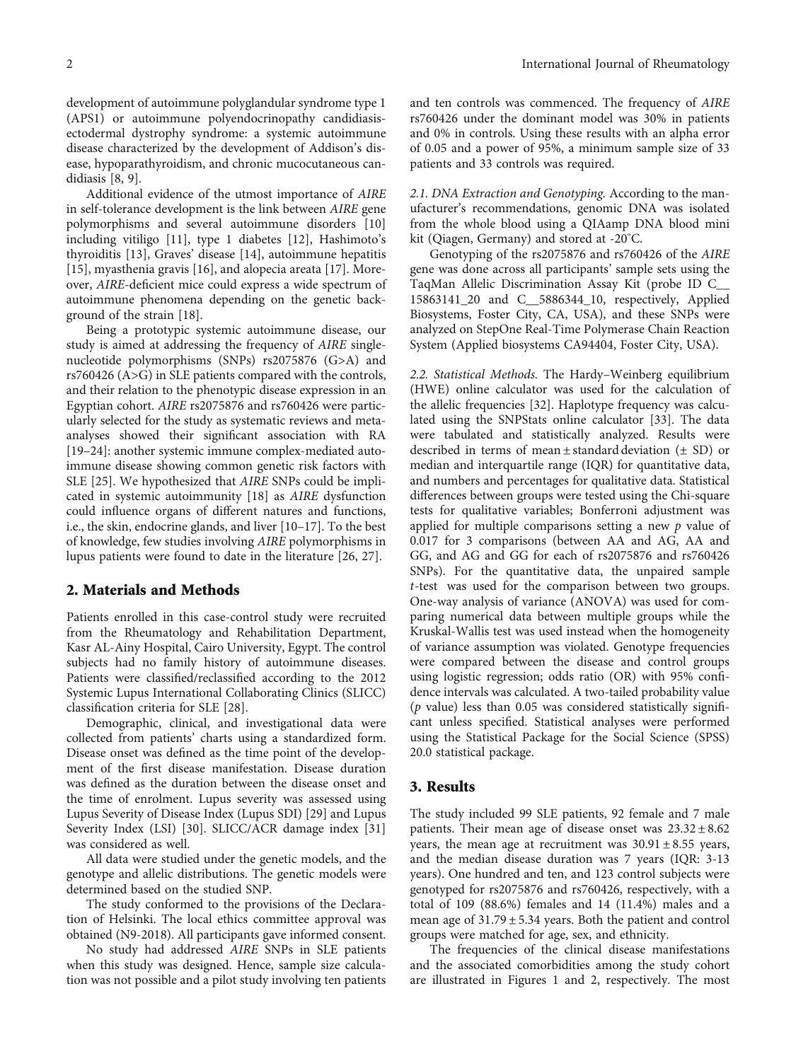development of autoimmune polyglandular syndrome type 1 (APS1) or autoimmune polyendocrinopathy candidiasis-ectodermal dystrophy syndrome: a systemic autoimmune disease characterized by the development of Addison's disease, hypoparathyroidism, and chronic mucocutaneous candidiasis [8, 9].

Additional evidence of the utmost importance of *AIRE* in self-tolerance development is the link between *AIRE* gene polymorphisms and several autoimmune disorders [10] including vitiligo [11], type 1 diabetes [12], Hashimoto's thyroiditis [13], Graves' disease [14], autoimmune hepatitis [15], myasthenia gravis [16], and alopecia areata [17]. Moreover, *AIRE*-deficient mice could express a wide spectrum of autoimmune phenomena depending on the genetic background of the strain [18].

Being a prototypic systemic autoimmune disease, our study is aimed at addressing the frequency of *AIRE* single-nucleotide polymorphisms (SNPs) rs2075876 (G>A) and rs760426 (A>G) in SLE patients compared with the controls, and their relation to the phenotypic disease expression in an Egyptian cohort. *AIRE* rs2075876 and rs760426 were particularly selected for the study as systematic reviews and meta-analyses showed their significant association with RA [19–24]: another systemic immune complex-mediated autoimmune disease showing common genetic risk factors with SLE [25]. We hypothesized that *AIRE* SNPs could be implicated in systemic autoimmunity [18] as *AIRE* dysfunction could influence organs of different natures and functions, i.e., the skin, endocrine glands, and liver [10–17]. To the best of knowledge, few studies involving *AIRE* polymorphisms in lupus patients were found to date in the literature [26, 27].

## 2. Materials and Methods

Patients enrolled in this case-control study were recruited from the Rheumatology and Rehabilitation Department, Kasr AL-Ainy Hospital, Cairo University, Egypt. The control subjects had no family history of autoimmune diseases. Patients were classified/reclassified according to the 2012 Systemic Lupus International Collaborating Clinics (SLICC) classification criteria for SLE [28].

Demographic, clinical, and investigational data were collected from patients' charts using a standardized form. Disease onset was defined as the time point of the development of the first disease manifestation. Disease duration was defined as the duration between the disease onset and the time of enrolment. Lupus severity was assessed using Lupus Severity of Disease Index (Lupus SDI) [29] and Lupus Severity Index (LSI) [30]. SLICC/ACR damage index [31] was considered as well.

All data were studied under the genetic models, and the genotype and allelic distributions. The genetic models were determined based on the studied SNP.

The study conformed to the provisions of the Declaration of Helsinki. The local ethics committee approval was obtained (N9-2018). All participants gave informed consent.

No study had addressed *AIRE* SNPs in SLE patients when this study was designed. Hence, sample size calculation was not possible and a pilot study involving ten patients and ten controls was commenced. The frequency of *AIRE* rs760426 under the dominant model was 30% in patients and 0% in controls. Using these results with an alpha error of 0.05 and a power of 95%, a minimum sample size of 33 patients and 33 controls was required.

*2.1. DNA Extraction and Genotyping.* According to the manufacturer's recommendations, genomic DNA was isolated from the whole blood using a QIAamp DNA blood mini kit (Qiagen, Germany) and stored at -20°C.

Genotyping of the rs2075876 and rs760426 of the *AIRE* gene was done across all participants' sample sets using the TaqMan Allelic Discrimination Assay Kit (probe ID C__15863141_20 and C__5886344_10, respectively, Applied Biosystems, Foster City, CA, USA), and these SNPs were analyzed on StepOne Real-Time Polymerase Chain Reaction System (Applied biosystems CA94404, Foster City, USA).

*2.2. Statistical Methods.* The Hardy–Weinberg equilibrium (HWE) online calculator was used for the calculation of the allelic frequencies [32]. Haplotype frequency was calculated using the SNPStats online calculator [33]. The data were tabulated and statistically analyzed. Results were described in terms of mean ± standard deviation (± SD) or median and interquartile range (IQR) for quantitative data, and numbers and percentages for qualitative data. Statistical differences between groups were tested using the Chi-square tests for qualitative variables; Bonferroni adjustment was applied for multiple comparisons setting a new $p$ value of 0.017 for 3 comparisons (between AA and AG, AA and GG, and AG and GG for each of rs2075876 and rs760426 SNPs). For the quantitative data, the unpaired sample $t$-test was used for the comparison between two groups. One-way analysis of variance (ANOVA) was used for comparing numerical data between multiple groups while the Kruskal-Wallis test was used instead when the homogeneity of variance assumption was violated. Genotype frequencies were compared between the disease and control groups using logistic regression; odds ratio (OR) with 95% confidence intervals was calculated. A two-tailed probability value ($p$ value) less than 0.05 was considered statistically significant unless specified. Statistical analyses were performed using the Statistical Package for the Social Science (SPSS) 20.0 statistical package.

## 3. Results

The study included 99 SLE patients, 92 female and 7 male patients. Their mean age of disease onset was $23.32 \pm 8.62$ years, the mean age at recruitment was $30.91 \pm 8.55$ years, and the median disease duration was 7 years (IQR: 3-13 years). One hundred and ten, and 123 control subjects were genotyped for rs2075876 and rs760426, respectively, with a total of 109 (88.6%) females and 14 (11.4%) males and a mean age of $31.79 \pm 5.34$ years. Both the patient and control groups were matched for age, sex, and ethnicity.

The frequencies of the clinical disease manifestations and the associated comorbidities among the study cohort are illustrated in Figures 1 and 2, respectively. The most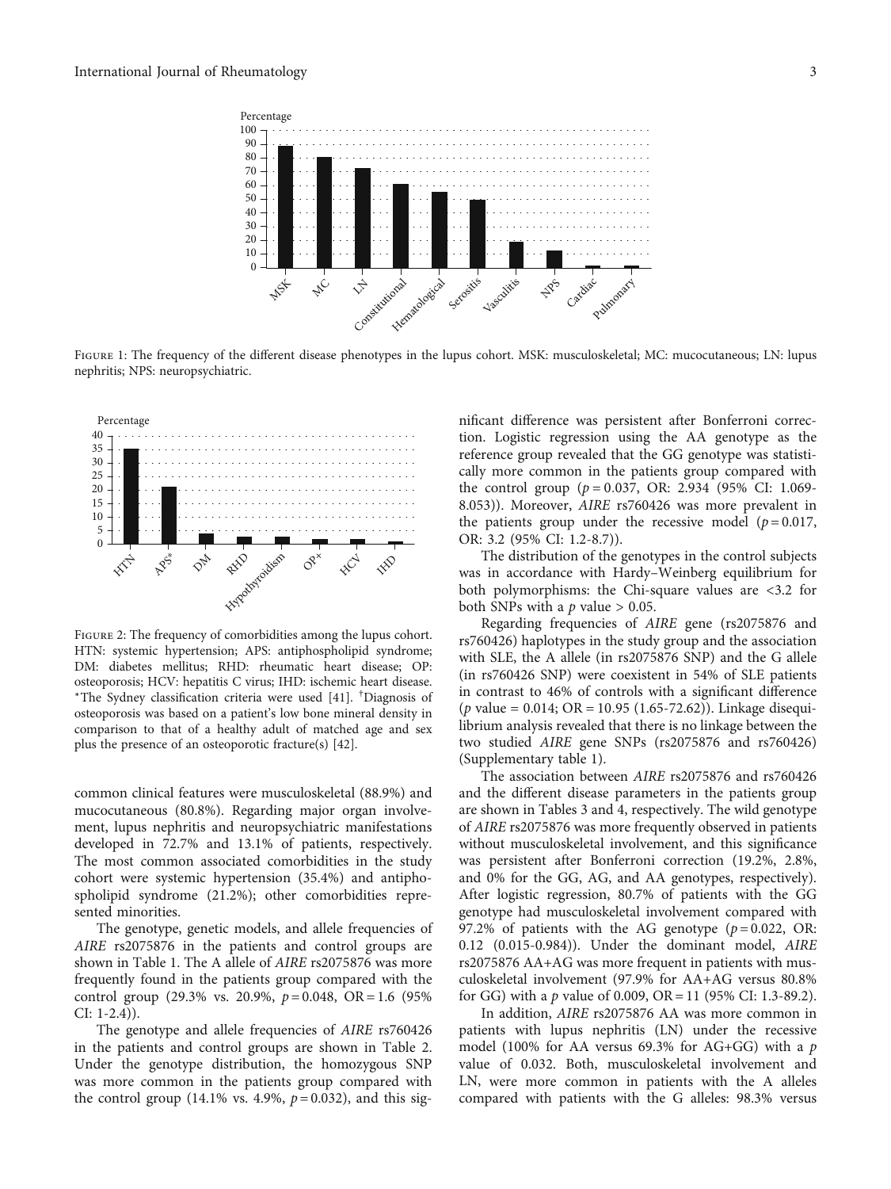Figure 1: The frequency of the different disease phenotypes in the lupus cohort. MSK: musculoskeletal; MC: mucocutaneous; LN: lupus nephritis; NPS: neuropsychiatric.

Figure 2: The frequency of comorbidities among the lupus cohort. HTN: systemic hypertension; APS: antiphospholipid syndrome; DM: diabetes mellitus; RHD: rheumatic heart disease; OP: osteoporosis; HCV: hepatitis C virus; IHD: ischemic heart disease. *The Sydney classification criteria were used [41]. †Diagnosis of osteoporosis was based on a patient's low bone mineral density in comparison to that of a healthy adult of matched age and sex plus the presence of an osteoporotic fracture(s) [42].

common clinical features were musculoskeletal (88.9%) and mucocutaneous (80.8%). Regarding major organ involvement, lupus nephritis and neuropsychiatric manifestations developed in 72.7% and 13.1% of patients, respectively. The most common associated comorbidities in the study cohort were systemic hypertension (35.4%) and antiphospholipid syndrome (21.2%); other comorbidities represented minorities.

The genotype, genetic models, and allele frequencies of *AIRE* rs2075876 in the patients and control groups are shown in Table 1. The A allele of *AIRE* rs2075876 was more frequently found in the patients group compared with the control group (29.3% vs. 20.9%, $p = 0.048$, OR = 1.6 (95% CI: 1-2.4)).

The genotype and allele frequencies of *AIRE* rs760426 in the patients and control groups are shown in Table 2. Under the genotype distribution, the homozygous SNP was more common in the patients group compared with the control group (14.1% vs. 4.9%, $p = 0.032$), and this significant difference was persistent after Bonferroni correction. Logistic regression using the AA genotype as the reference group revealed that the GG genotype was statistically more common in the patients group compared with the control group ($p = 0.037$, OR: 2.934 (95% CI: 1.069-8.053)). Moreover, *AIRE* rs760426 was more prevalent in the patients group under the recessive model ($p = 0.017$, OR: 3.2 (95% CI: 1.2-8.7)).

The distribution of the genotypes in the control subjects was in accordance with Hardy–Weinberg equilibrium for both polymorphisms: the Chi-square values are <3.2 for both SNPs with a $p$ value > 0.05.

Regarding frequencies of *AIRE* gene (rs2075876 and rs760426) haplotypes in the study group and the association with SLE, the A allele (in rs2075876 SNP) and the G allele (in rs760426 SNP) were coexistent in 54% of SLE patients in contrast to 46% of controls with a significant difference ($p$ value = 0.014; OR = 10.95 (1.65-72.62)). Linkage disequilibrium analysis revealed that there is no linkage between the two studied *AIRE* gene SNPs (rs2075876 and rs760426) (Supplementary table 1).

The association between *AIRE* rs2075876 and rs760426 and the different disease parameters in the patients group are shown in Tables 3 and 4, respectively. The wild genotype of *AIRE* rs2075876 was more frequently observed in patients without musculoskeletal involvement, and this significance was persistent after Bonferroni correction (19.2%, 2.8%, and 0% for the GG, AG, and AA genotypes, respectively). After logistic regression, 80.7% of patients with the GG genotype had musculoskeletal involvement compared with 97.2% of patients with the AG genotype ($p = 0.022$, OR: 0.12 (0.015-0.984)). Under the dominant model, *AIRE* rs2075876 AA+AG was more frequent in patients with musculoskeletal involvement (97.9% for AA+AG versus 80.8% for GG) with a $p$ value of 0.009, OR = 11 (95% CI: 1.3-89.2).

In addition, *AIRE* rs2075876 AA was more common in patients with lupus nephritis (LN) under the recessive model (100% for AA versus 69.3% for AG+GG) with a $p$ value of 0.032. Both, musculoskeletal involvement and LN, were more common in patients with the A alleles compared with patients with the G alleles: 98.3% versus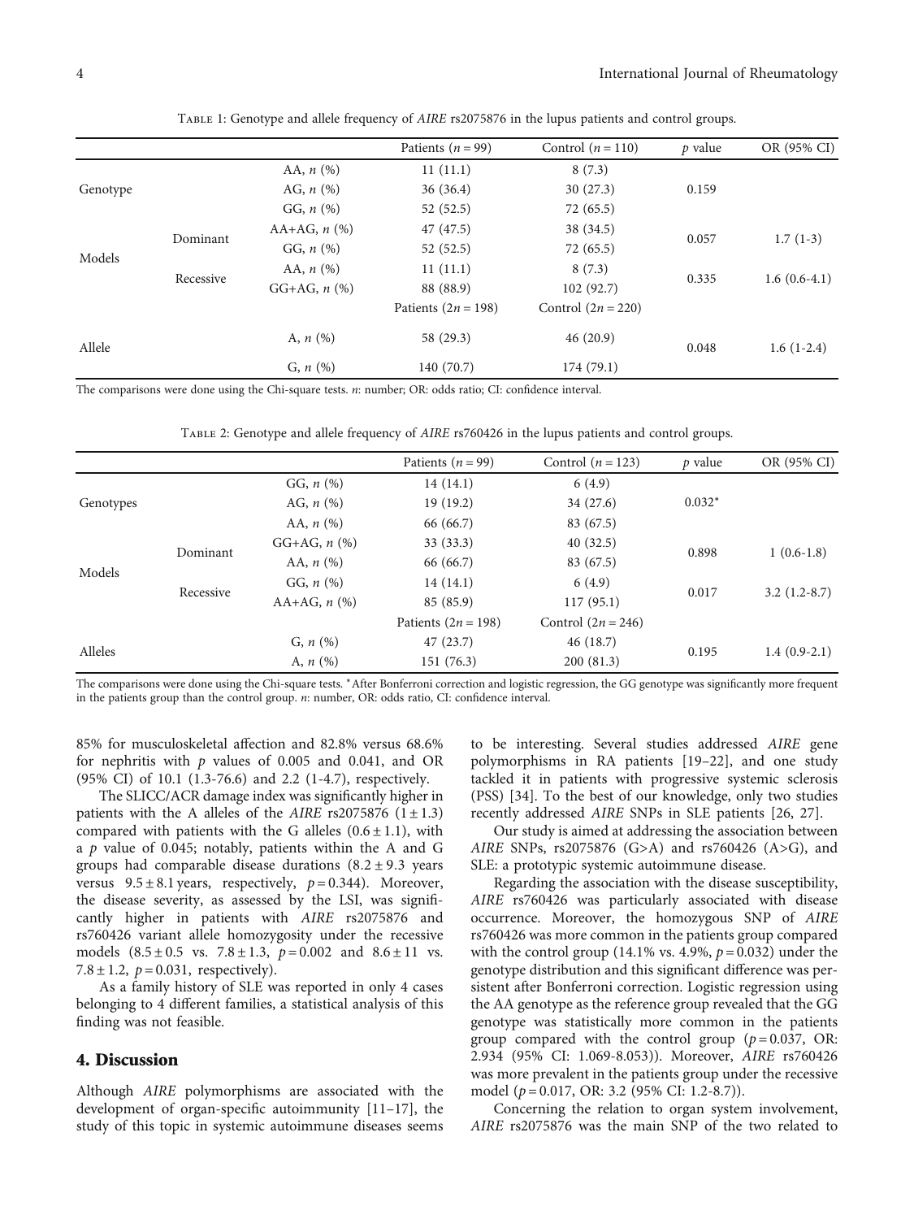Table 1: Genotype and allele frequency of *AIRE* rs2075876 in the lupus patients and control groups.

| | | | Patients ($n = 99$) | Control ($n = 110$) | $p$ value | OR (95% CI) |
|---|---|---|---|---|---|---|
| Genotype | | AA, $n$ (%) | 11 (11.1) | 8 (7.3) | 0.159 | |
| | | AG, $n$ (%) | 36 (36.4) | 30 (27.3) | | |
| | | GG, $n$ (%) | 52 (52.5) | 72 (65.5) | | |
| Models | Dominant | AA+AG, $n$ (%) | 47 (47.5) | 38 (34.5) | 0.057 | 1.7 (1-3) |
| | | GG, $n$ (%) | 52 (52.5) | 72 (65.5) | | |
| | Recessive | AA, $n$ (%) | 11 (11.1) | 8 (7.3) | 0.335 | 1.6 (0.6-4.1) |
| | | GG+AG, $n$ (%) | 88 (88.9) | 102 (92.7) | | |
| | | | Patients ($2n = 198$) | Control ($2n = 220$) | | |
| Allele | | A, $n$ (%) | 58 (29.3) | 46 (20.9) | 0.048 | 1.6 (1-2.4) |
| | | G, $n$ (%) | 140 (70.7) | 174 (79.1) | | |

The comparisons were done using the Chi-square tests. $n$: number; OR: odds ratio; CI: confidence interval.

Table 2: Genotype and allele frequency of *AIRE* rs760426 in the lupus patients and control groups.

| | | | Patients ($n = 99$) | Control ($n = 123$) | $p$ value | OR (95% CI) |
|---|---|---|---|---|---|---|
| Genotypes | | GG, $n$ (%) | 14 (14.1) | 6 (4.9) | 0.032* | |
| | | AG, $n$ (%) | 19 (19.2) | 34 (27.6) | | |
| | | AA, $n$ (%) | 66 (66.7) | 83 (67.5) | | |
| Models | Dominant | GG+AG, $n$ (%) | 33 (33.3) | 40 (32.5) | 0.898 | 1 (0.6-1.8) |
| | | AA, $n$ (%) | 66 (66.7) | 83 (67.5) | | |
| | Recessive | GG, $n$ (%) | 14 (14.1) | 6 (4.9) | 0.017 | 3.2 (1.2-8.7) |
| | | AA+AG, $n$ (%) | 85 (85.9) | 117 (95.1) | | |
| | | | Patients ($2n = 198$) | Control ($2n = 246$) | | |
| Alleles | | G, $n$ (%) | 47 (23.7) | 46 (18.7) | 0.195 | 1.4 (0.9-2.1) |
| | | A, $n$ (%) | 151 (76.3) | 200 (81.3) | | |

The comparisons were done using the Chi-square tests. *After Bonferroni correction and logistic regression, the GG genotype was significantly more frequent in the patients group than the control group. $n$: number, OR: odds ratio, CI: confidence interval.

85% for musculoskeletal affection and 82.8% versus 68.6% for nephritis with $p$ values of 0.005 and 0.041, and OR (95% CI) of 10.1 (1.3-76.6) and 2.2 (1-4.7), respectively.

The SLICC/ACR damage index was significantly higher in patients with the A alleles of the *AIRE* rs2075876 ($1 \pm 1.3$) compared with patients with the G alleles ($0.6 \pm 1.1$), with a $p$ value of 0.045; notably, patients within the A and G groups had comparable disease durations ($8.2 \pm 9.3$ years versus $9.5 \pm 8.1$ years, respectively, $p = 0.344$). Moreover, the disease severity, as assessed by the LSI, was significantly higher in patients with *AIRE* rs2075876 and rs760426 variant allele homozygosity under the recessive models ($8.5 \pm 0.5$ vs. $7.8 \pm 1.3$, $p = 0.002$ and $8.6 \pm 11$ vs. $7.8 \pm 1.2$, $p = 0.031$, respectively).

As a family history of SLE was reported in only 4 cases belonging to 4 different families, a statistical analysis of this finding was not feasible.

## 4. Discussion

Although *AIRE* polymorphisms are associated with the development of organ-specific autoimmunity [11–17], the study of this topic in systemic autoimmune diseases seems to be interesting. Several studies addressed *AIRE* gene polymorphisms in RA patients [19–22], and one study tackled it in patients with progressive systemic sclerosis (PSS) [34]. To the best of our knowledge, only two studies recently addressed *AIRE* SNPs in SLE patients [26, 27].

Our study is aimed at addressing the association between *AIRE* SNPs, rs2075876 (G>A) and rs760426 (A>G), and SLE: a prototypic systemic autoimmune disease.

Regarding the association with the disease susceptibility, *AIRE* rs760426 was particularly associated with disease occurrence. Moreover, the homozygous SNP of *AIRE* rs760426 was more common in the patients group compared with the control group (14.1% vs. 4.9%, $p = 0.032$) under the genotype distribution and this significant difference was persistent after Bonferroni correction. Logistic regression using the AA genotype as the reference group revealed that the GG genotype was statistically more common in the patients group compared with the control group ($p = 0.037$, OR: 2.934 (95% CI: 1.069-8.053)). Moreover, *AIRE* rs760426 was more prevalent in the patients group under the recessive model ($p = 0.017$, OR: 3.2 (95% CI: 1.2-8.7)).

Concerning the relation to organ system involvement, *AIRE* rs2075876 was the main SNP of the two related to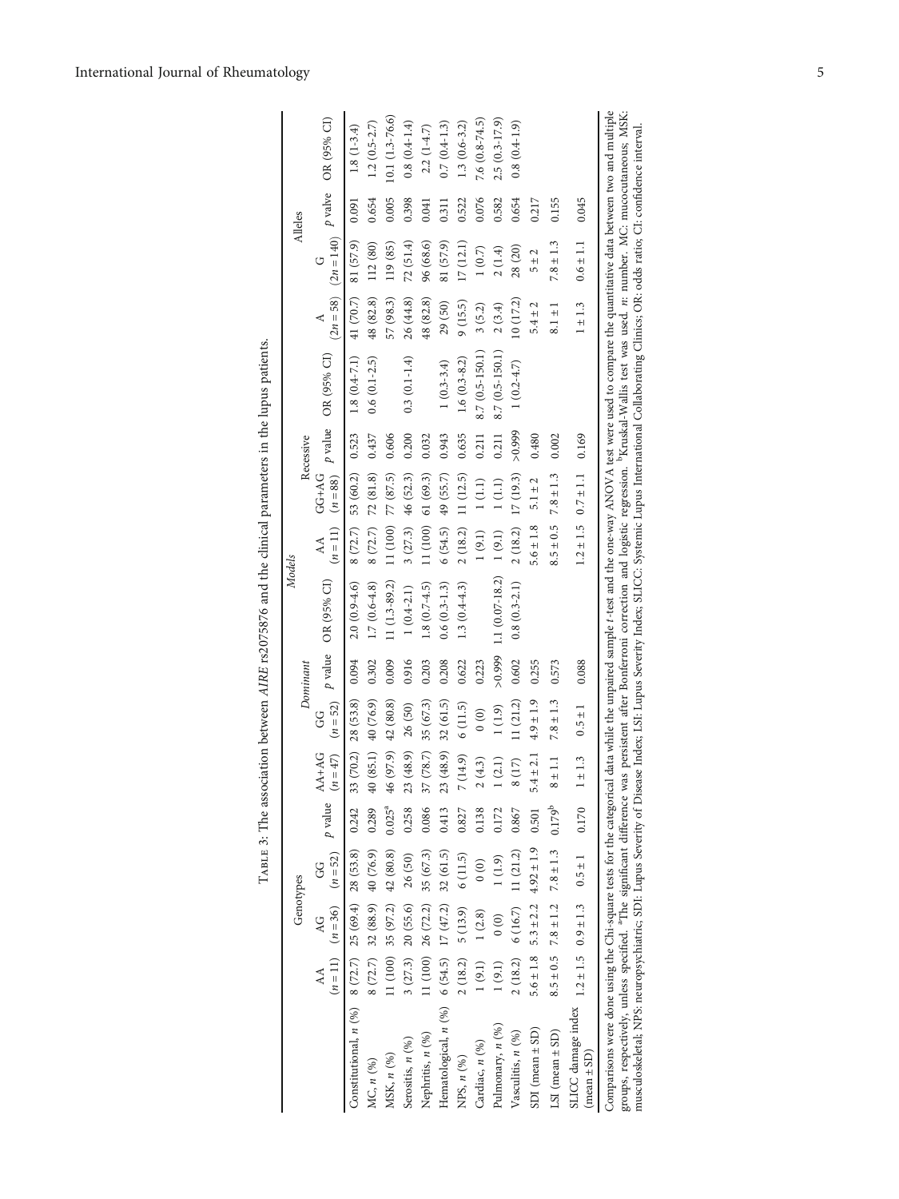Table 3: The association between *AIRE* rs2075876 and the clinical parameters in the lupus patients.

| | Genotypes | | | | Models | | | | | | | | | Alleles | | | |
|---|---|---|---|---|---|---|---|---|---|---|---|---|---|---|---|---|---|
| | | | | | *Dominant* | | | | Recessive | | | | | | | | |
| | AA ($n = 11$) | AG ($n = 36$) | GG ($n = 52$) | *p* value | AA+AG ($n = 47$) | GG ($n = 52$) | *p* value | OR (95% CI) | AA ($n = 11$) | GG+AG ($n = 88$) | *p* value | OR (95% CI) | A ($2n = 58$) | G ($2n = 140$) | *p* valve | OR (95% CI) |
| Constitutional, *n* (%) | 8 (72.7) | 25 (69.4) | 28 (53.8) | 0.242 | 33 (70.2) | 28 (53.8) | 0.094 | 2.0 (0.9-4.6) | 8 (72.7) | 53 (60.2) | 0.523 | 1.8 (0.4-7.1) | 41 (70.7) | 81 (57.9) | 0.091 | 1.8 (1-3.4) |
| MC, *n* (%) | 8 (72.7) | 32 (88.9) | 40 (76.9) | 0.289 | 40 (85.1) | 40 (76.9) | 0.302 | 1.7 (0.6-4.8) | 8 (72.7) | 72 (81.8) | 0.437 | 0.6 (0.1-2.5) | 48 (82.8) | 112 (80) | 0.654 | 1.2 (0.5-2.7) |
| MSK, *n* (%) | 11 (100) | 35 (97.2) | 42 (80.8) | 0.025[a] | 46 (97.9) | 42 (80.8) | 0.009 | 11 (1.3-89.2) | 11 (100) | 77 (87.5) | 0.606 | | 57 (98.3) | 119 (85) | 0.005 | 10.1 (1.3-76.6) |
| Serositis, *n* (%) | 3 (27.3) | 20 (55.6) | 26 (50) | 0.258 | 23 (48.9) | 26 (50) | 0.916 | 1 (0.4-2.1) | 3 (27.3) | 46 (52.3) | 0.200 | 0.3 (0.1-1.4) | 26 (44.8) | 72 (51.4) | 0.398 | 0.8 (0.4-1.4) |
| Nephritis, *n* (%) | 11 (100) | 26 (72.2) | 35 (67.3) | 0.086 | 37 (78.7) | 35 (67.3) | 0.203 | 1.8 (0.7-4.5) | 11 (100) | 61 (69.3) | 0.032 | | 48 (82.8) | 96 (68.6) | 0.041 | 2.2 (1-4.7) |
| Hematological, *n* (%) | 6 (54.5) | 17 (47.2) | 32 (61.5) | 0.413 | 23 (48.9) | 32 (61.5) | 0.208 | 0.6 (0.3-1.3) | 6 (54.5) | 49 (55.7) | 0.943 | 1 (0.3-3.4) | 29 (50) | 81 (57.9) | 0.311 | 0.7 (0.4-1.3) |
| NPS, *n* (%) | 2 (18.2) | 5 (13.9) | 6 (11.5) | 0.827 | 7 (14.9) | 6 (11.5) | 0.622 | 1.3 (0.4-4.3) | 2 (18.2) | 11 (12.5) | 0.635 | 1.6 (0.3-8.2) | 9 (15.5) | 17 (12.1) | 0.522 | 1.3 (0.6-3.2) |
| Cardiac, *n* (%) | 1 (9.1) | 1 (2.8) | 0 (0) | 0.138 | 2 (4.3) | 0 (0) | 0.223 | | 1 (9.1) | 1 (1.1) | 0.211 | 8.7 (0.5-150.1) | 3 (5.2) | 1 (0.7) | 0.076 | 7.6 (0.8-74.5) |
| Pulmonary, *n* (%) | 1 (9.1) | 0 (0) | 1 (1.9) | 0.172 | 1 (2.1) | 1 (1.9) | >0.999 | 1.1 (0.07-18.2) | 1 (9.1) | 1 (1.1) | 0.211 | 8.7 (0.5-150.1) | 2 (3.4) | 2 (1.4) | 0.582 | 2.5 (0.3-17.9) |
| Vasculitis, *n* (%) | 2 (18.2) | 6 (16.7) | 11 (21.2) | 0.867 | 8 (17) | 11 (21.2) | 0.602 | 0.8 (0.3-2.1) | 2 (18.2) | 17 (19.3) | >0.999 | 1 (0.2-4.7) | 10 (17.2) | 28 (20) | 0.654 | 0.8 (0.4-1.9) |
| SDI (mean ± SD) | 5.6 ± 1.8 | 5.3 ± 2.2 | 4.92 ± 1.9 | 0.501 | 5.4 ± 2.1 | 4.9 ± 1.9 | 0.255 | | 5.6 ± 1.8 | 5.1 ± 2 | 0.480 | | 5.4 ± 2 | 5 ± 2 | 0.217 | |
| LSI (mean ± SD) | 8.5 ± 0.5 | 7.8 ± 1.2 | 7.8 ± 1.3 | 0.179[b] | 8 ± 1.1 | 7.8 ± 1.3 | 0.573 | | 8.5 ± 0.5 | 7.8 ± 1.3 | 0.002 | | 8.1 ± 1 | 7.8 ± 1.3 | 0.155 | |
| SLICC damage index (mean ± SD) | 1.2 ± 1.5 | 0.9 ± 1.3 | 0.5 ± 1 | 0.170 | 1 ± 1.3 | 0.5 ± 1 | 0.088 | | 1.2 ± 1.5 | 0.7 ± 1.1 | 0.169 | | 1 ± 1.3 | 0.6 ± 1.1 | 0.045 | |

Comparisons were done using the Chi-square tests for the categorical data while the unpaired sample *t*-test and the one-way ANOVA test were used to compare the quantitative data between two and multiple groups, respectively, unless specified. [a]The significant difference was persistent after Bonferroni correction and logistic regression. [b]Kruskal-Wallis test was used. *n*: number. MC: mucocutaneous; MSK: musculoskeletal; NPS: neuropsychiatric; SDI: Lupus Severity of Disease Index; LSI: Lupus Severity Index; SLICC: Systemic Lupus International Collaborating Clinics; OR: odds ratio; CI: confidence interval.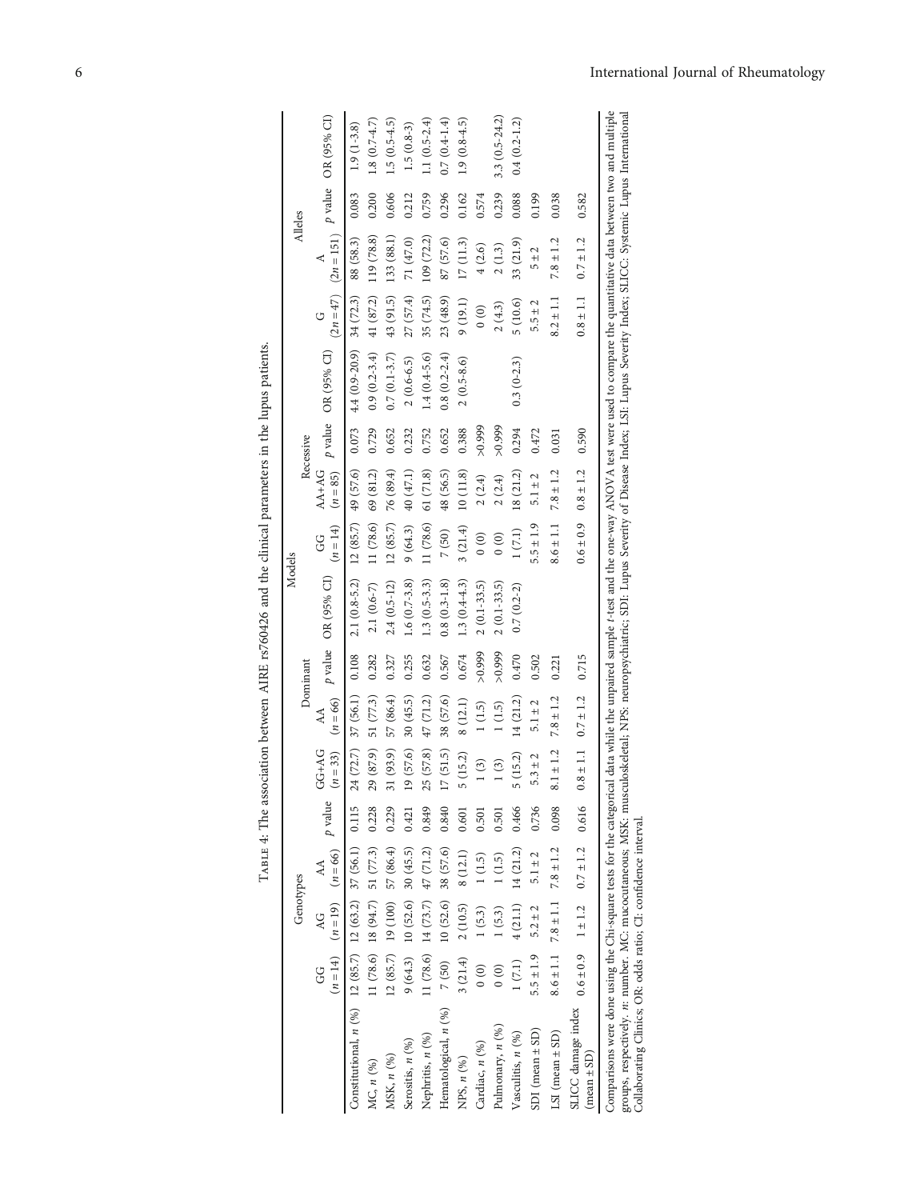TABLE 4: The association between AIRE rs760426 and the clinical parameters in the lupus patients.

| | Genotypes | | | | Models | | | | | | | | | Alleles | | | |
|---|---|---|---|---|---|---|---|---|---|---|---|---|---|---|---|---|---|
| | | | | | Dominant | | | | Recessive | | | | | | | | |
| | GG ($n = 14$) | AG ($n = 19$) | AA ($n = 66$) | $p$ value | GG+AG ($n = 33$) | AA ($n = 66$) | $p$ value | OR (95% CI) | GG ($n = 14$) | AA+AG ($n = 85$) | $p$ value | OR (95% CI) | G ($2n = 47$) | A ($2n = 151$) | $p$ value | OR (95% CI) |
| Constitutional, $n$ (%) | 12 (85.7) | 12 (63.2) | 37 (56.1) | 0.115 | 24 (72.7) | 37 (56.1) | 0.108 | 2.1 (0.8-5.2) | 12 (85.7) | 49 (57.6) | 0.073 | 4.4 (0.9-20.9) | 34 (72.3) | 88 (58.3) | 0.083 | 1.9 (1-3.8) |
| MC, $n$ (%) | 11 (78.6) | 18 (94.7) | 51 (77.3) | 0.228 | 29 (87.9) | 51 (77.3) | 0.282 | 2.1 (0.6-7) | 11 (78.6) | 69 (81.2) | 0.729 | 0.9 (0.2-3.4) | 41 (87.2) | 119 (78.8) | 0.200 | 1.8 (0.7-4.7) |
| MSK, $n$ (%) | 12 (85.7) | 19 (100) | 57 (86.4) | 0.229 | 31 (93.9) | 57 (86.4) | 0.327 | 2.4 (0.5-12) | 12 (85.7) | 76 (89.4) | 0.652 | 0.7 (0.1-3.7) | 43 (91.5) | 133 (88.1) | 0.606 | 1.5 (0.5-4.5) |
| Serositis, $n$ (%) | 9 (64.3) | 10 (52.6) | 30 (45.5) | 0.421 | 19 (57.6) | 30 (45.5) | 0.255 | 1.6 (0.7-3.8) | 9 (64.3) | 40 (47.1) | 0.232 | 2 (0.6-6.5) | 27 (57.4) | 71 (47.0) | 0.212 | 1.5 (0.8-3) |
| Nephritis, $n$ (%) | 11 (78.6) | 14 (73.7) | 47 (71.2) | 0.849 | 25 (57.8) | 47 (71.2) | 0.632 | 1.3 (0.5-3.3) | 11 (78.6) | 61 (71.8) | 0.752 | 1.4 (0.4-5.6) | 35 (74.5) | 109 (72.2) | 0.759 | 1.1 (0.5-2.4) |
| Hematological, $n$ (%) | 7 (50) | 10 (52.6) | 38 (57.6) | 0.840 | 17 (51.5) | 38 (57.6) | 0.567 | 0.8 (0.3-1.8) | 7 (50) | 48 (56.5) | 0.652 | 0.8 (0.2-2.4) | 23 (48.9) | 87 (57.6) | 0.296 | 0.7 (0.4-1.4) |
| NPS, $n$ (%) | 3 (21.4) | 2 (10.5) | 8 (12.1) | 0.601 | 5 (15.2) | 8 (12.1) | 0.674 | 1.3 (0.4-4.3) | 3 (21.4) | 10 (11.8) | 0.388 | 2 (0.5-8.6) | 9 (19.1) | 17 (11.3) | 0.162 | 1.9 (0.8-4.5) |
| Cardiac, $n$ (%) | 0 (0) | 1 (5.3) | 1 (1.5) | 0.501 | 1 (3) | 1 (1.5) | >0.999 | 2 (0.1-33.5) | 0 (0) | 2 (2.4) | >0.999 | | 0 (0) | 4 (2.6) | 0.574 | |
| Pulmonary, $n$ (%) | 0 (0) | 1 (5.3) | 1 (1.5) | 0.501 | 1 (3) | 1 (1.5) | >0.999 | 2 (0.1-33.5) | 0 (0) | 2 (2.4) | >0.999 | | 2 (4.3) | 2 (1.3) | 0.239 | 3.3 (0.5-24.2) |
| Vasculitis, $n$ (%) | 1 (7.1) | 4 (21.1) | 14 (21.2) | 0.466 | 5 (15.2) | 14 (21.2) | 0.470 | 0.7 (0.2-2) | 1 (7.1) | 18 (21.2) | 0.294 | 0.3 (0-2.3) | 5 (10.6) | 33 (21.9) | 0.088 | 0.4 (0.2-1.2) |
| SDI (mean ± SD) | 5.5 ± 1.9 | 5.2 ± 2 | 5.1 ± 2 | 0.736 | 5.3 ± 2 | 5.1 ± 2 | 0.502 | | 5.5 ± 1.9 | 5.1 ± 2 | 0.472 | | 5.5 ± 2 | 5 ± 2 | 0.199 | |
| LSI (mean ± SD) | 8.6 ± 1.1 | 7.8 ± 1.1 | 7.8 ± 1.2 | 0.098 | 8.1 ± 1.2 | 7.8 ± 1.2 | 0.221 | | 8.6 ± 1.1 | 7.8 ± 1.2 | 0.031 | | 8.2 ± 1.1 | 7.8 ± 1.2 | 0.038 | |
| SLICC damage index (mean ± SD) | 0.6 ± 0.9 | 1 ± 1.2 | 0.7 ± 1.2 | 0.616 | 0.8 ± 1.1 | 0.7 ± 1.2 | 0.715 | | 0.6 ± 0.9 | 0.8 ± 1.2 | 0.590 | | 0.8 ± 1.1 | 0.7 ± 1.2 | 0.582 | |

Comparisons were done using the Chi-square tests for the categorical data while the unpaired sample $t$-test and the one-way ANOVA test were used to compare the quantitative data between two and multiple groups, respectively. $n$: number. MC: mucocutaneous; MSK: musculoskeletal; NPS: neuropsychiatric; SDI: Lupus Severity of Disease Index; LSI: Lupus Severity Index; SLICC: Systemic Lupus International Collaborating Clinics; OR: odds ratio; CI: confidence interval.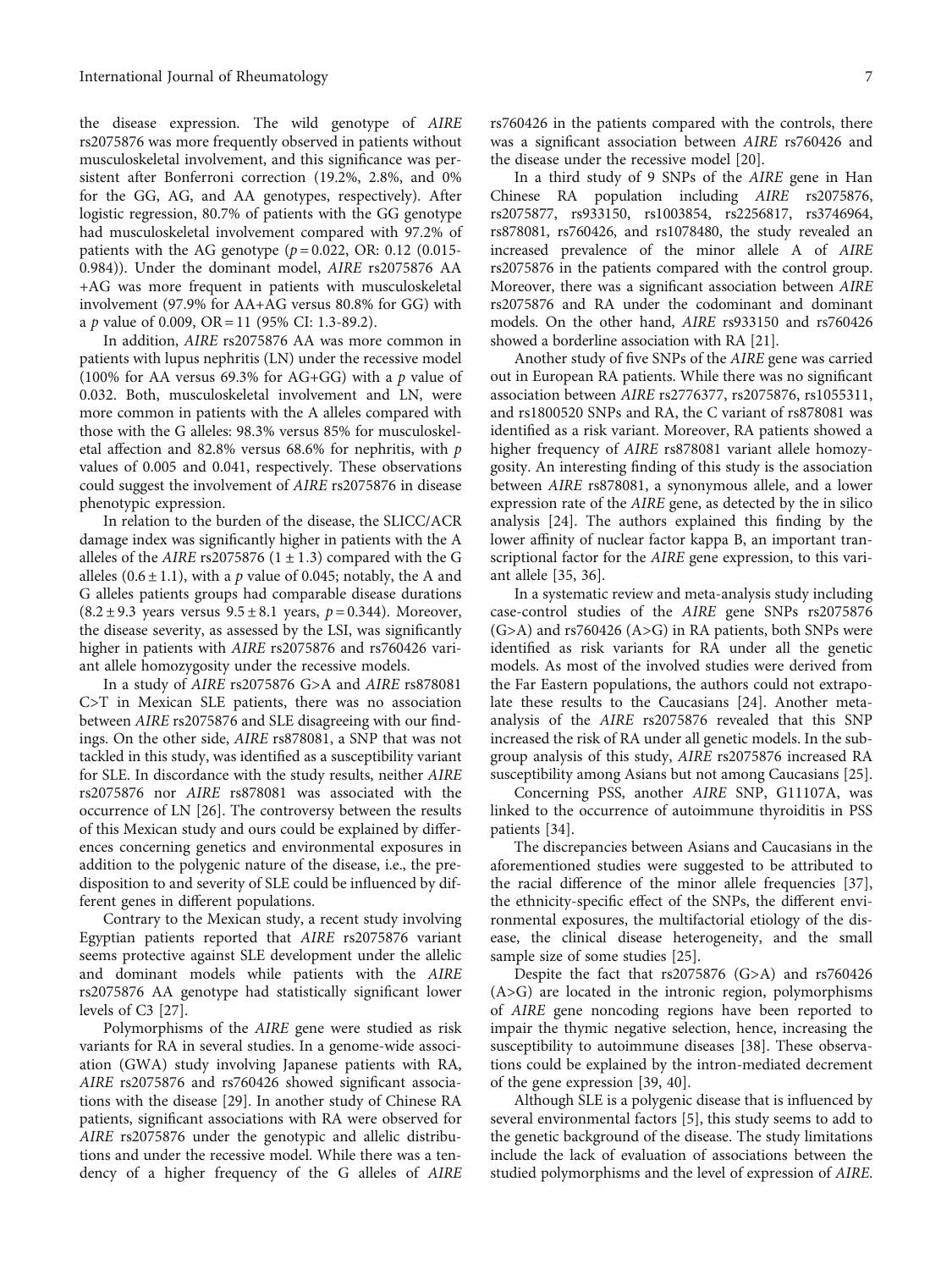the disease expression. The wild genotype of *AIRE* rs2075876 was more frequently observed in patients without musculoskeletal involvement, and this significance was persistent after Bonferroni correction (19.2%, 2.8%, and 0% for the GG, AG, and AA genotypes, respectively). After logistic regression, 80.7% of patients with the GG genotype had musculoskeletal involvement compared with 97.2% of patients with the AG genotype ($p = 0.022$, OR: 0.12 (0.015-0.984)). Under the dominant model, *AIRE* rs2075876 AA +AG was more frequent in patients with musculoskeletal involvement (97.9% for AA+AG versus 80.8% for GG) with a $p$ value of 0.009, OR = 11 (95% CI: 1.3-89.2).

In addition, *AIRE* rs2075876 AA was more common in patients with lupus nephritis (LN) under the recessive model (100% for AA versus 69.3% for AG+GG) with a $p$ value of 0.032. Both, musculoskeletal involvement and LN, were more common in patients with the A alleles compared with those with the G alleles: 98.3% versus 85% for musculoskeletal affection and 82.8% versus 68.6% for nephritis, with $p$ values of 0.005 and 0.041, respectively. These observations could suggest the involvement of *AIRE* rs2075876 in disease phenotypic expression.

In relation to the burden of the disease, the SLICC/ACR damage index was significantly higher in patients with the A alleles of the *AIRE* rs2075876 ($1 \pm 1.3$) compared with the G alleles ($0.6 \pm 1.1$), with a $p$ value of 0.045; notably, the A and G alleles patients groups had comparable disease durations ($8.2 \pm 9.3$ years versus $9.5 \pm 8.1$ years, $p = 0.344$). Moreover, the disease severity, as assessed by the LSI, was significantly higher in patients with *AIRE* rs2075876 and rs760426 variant allele homozygosity under the recessive models.

In a study of *AIRE* rs2075876 G>A and *AIRE* rs878081 C>T in Mexican SLE patients, there was no association between *AIRE* rs2075876 and SLE disagreeing with our findings. On the other side, *AIRE* rs878081, a SNP that was not tackled in this study, was identified as a susceptibility variant for SLE. In discordance with the study results, neither *AIRE* rs2075876 nor *AIRE* rs878081 was associated with the occurrence of LN [26]. The controversy between the results of this Mexican study and ours could be explained by differences concerning genetics and environmental exposures in addition to the polygenic nature of the disease, i.e., the predisposition to and severity of SLE could be influenced by different genes in different populations.

Contrary to the Mexican study, a recent study involving Egyptian patients reported that *AIRE* rs2075876 variant seems protective against SLE development under the allelic and dominant models while patients with the *AIRE* rs2075876 AA genotype had statistically significant lower levels of C3 [27].

Polymorphisms of the *AIRE* gene were studied as risk variants for RA in several studies. In a genome-wide association (GWA) study involving Japanese patients with RA, *AIRE* rs2075876 and rs760426 showed significant associations with the disease [29]. In another study of Chinese RA patients, significant associations with RA were observed for *AIRE* rs2075876 under the genotypic and allelic distributions and under the recessive model. While there was a tendency of a higher frequency of the G alleles of *AIRE* rs760426 in the patients compared with the controls, there was a significant association between *AIRE* rs760426 and the disease under the recessive model [20].

In a third study of 9 SNPs of the *AIRE* gene in Han Chinese RA population including *AIRE* rs2075876, rs2075877, rs933150, rs1003854, rs2256817, rs3746964, rs878081, rs760426, and rs1078480, the study revealed an increased prevalence of the minor allele A of *AIRE* rs2075876 in the patients compared with the control group. Moreover, there was a significant association between *AIRE* rs2075876 and RA under the codominant and dominant models. On the other hand, *AIRE* rs933150 and rs760426 showed a borderline association with RA [21].

Another study of five SNPs of the *AIRE* gene was carried out in European RA patients. While there was no significant association between *AIRE* rs2776377, rs2075876, rs1055311, and rs1800520 SNPs and RA, the C variant of rs878081 was identified as a risk variant. Moreover, RA patients showed a higher frequency of *AIRE* rs878081 variant allele homozygosity. An interesting finding of this study is the association between *AIRE* rs878081, a synonymous allele, and a lower expression rate of the *AIRE* gene, as detected by the in silico analysis [24]. The authors explained this finding by the lower affinity of nuclear factor kappa B, an important transcriptional factor for the *AIRE* gene expression, to this variant allele [35, 36].

In a systematic review and meta-analysis study including case-control studies of the *AIRE* gene SNPs rs2075876 (G>A) and rs760426 (A>G) in RA patients, both SNPs were identified as risk variants for RA under all the genetic models. As most of the involved studies were derived from the Far Eastern populations, the authors could not extrapolate these results to the Caucasians [24]. Another meta-analysis of the *AIRE* rs2075876 revealed that this SNP increased the risk of RA under all genetic models. In the subgroup analysis of this study, *AIRE* rs2075876 increased RA susceptibility among Asians but not among Caucasians [25].

Concerning PSS, another *AIRE* SNP, G11107A, was linked to the occurrence of autoimmune thyroiditis in PSS patients [34].

The discrepancies between Asians and Caucasians in the aforementioned studies were suggested to be attributed to the racial difference of the minor allele frequencies [37], the ethnicity-specific effect of the SNPs, the different environmental exposures, the multifactorial etiology of the disease, the clinical disease heterogeneity, and the small sample size of some studies [25].

Despite the fact that rs2075876 (G>A) and rs760426 (A>G) are located in the intronic region, polymorphisms of *AIRE* gene noncoding regions have been reported to impair the thymic negative selection, hence, increasing the susceptibility to autoimmune diseases [38]. These observations could be explained by the intron-mediated decrement of the gene expression [39, 40].

Although SLE is a polygenic disease that is influenced by several environmental factors [5], this study seems to add to the genetic background of the disease. The study limitations include the lack of evaluation of associations between the studied polymorphisms and the level of expression of *AIRE*.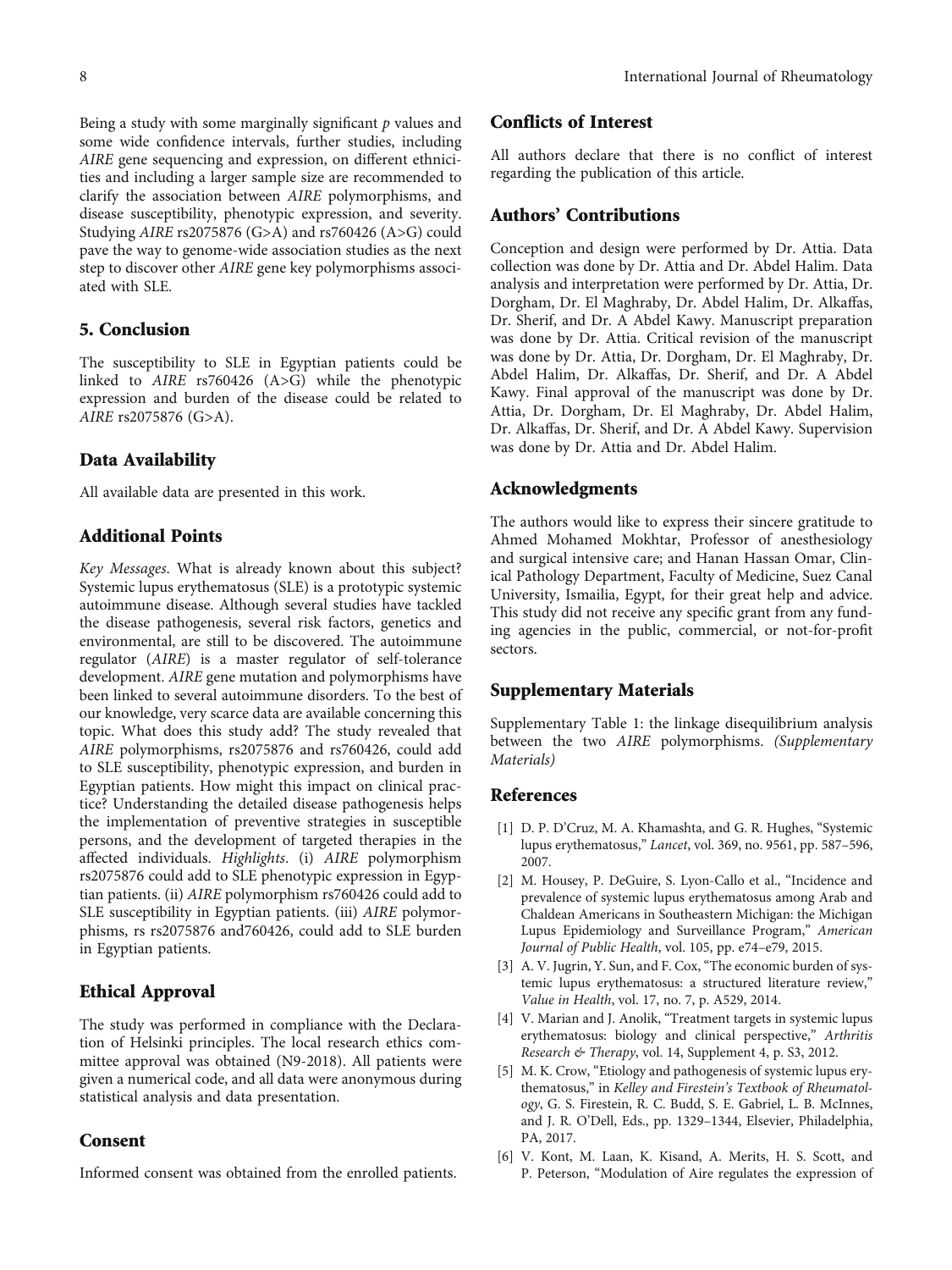Being a study with some marginally significant *p* values and some wide confidence intervals, further studies, including *AIRE* gene sequencing and expression, on different ethnicities and including a larger sample size are recommended to clarify the association between *AIRE* polymorphisms, and disease susceptibility, phenotypic expression, and severity. Studying *AIRE* rs2075876 (G>A) and rs760426 (A>G) could pave the way to genome-wide association studies as the next step to discover other *AIRE* gene key polymorphisms associated with SLE.

## 5. Conclusion

The susceptibility to SLE in Egyptian patients could be linked to *AIRE* rs760426 (A>G) while the phenotypic expression and burden of the disease could be related to *AIRE* rs2075876 (G>A).

## Data Availability

All available data are presented in this work.

## Additional Points

*Key Messages*. What is already known about this subject? Systemic lupus erythematosus (SLE) is a prototypic systemic autoimmune disease. Although several studies have tackled the disease pathogenesis, several risk factors, genetics and environmental, are still to be discovered. The autoimmune regulator (*AIRE*) is a master regulator of self-tolerance development. *AIRE* gene mutation and polymorphisms have been linked to several autoimmune disorders. To the best of our knowledge, very scarce data are available concerning this topic. What does this study add? The study revealed that *AIRE* polymorphisms, rs2075876 and rs760426, could add to SLE susceptibility, phenotypic expression, and burden in Egyptian patients. How might this impact on clinical practice? Understanding the detailed disease pathogenesis helps the implementation of preventive strategies in susceptible persons, and the development of targeted therapies in the affected individuals. *Highlights*. (i) *AIRE* polymorphism rs2075876 could add to SLE phenotypic expression in Egyptian patients. (ii) *AIRE* polymorphism rs760426 could add to SLE susceptibility in Egyptian patients. (iii) *AIRE* polymorphisms, rs rs2075876 and760426, could add to SLE burden in Egyptian patients.

## Ethical Approval

The study was performed in compliance with the Declaration of Helsinki principles. The local research ethics committee approval was obtained (N9-2018). All patients were given a numerical code, and all data were anonymous during statistical analysis and data presentation.

## Consent

Informed consent was obtained from the enrolled patients.

## Conflicts of Interest

All authors declare that there is no conflict of interest regarding the publication of this article.

## Authors' Contributions

Conception and design were performed by Dr. Attia. Data collection was done by Dr. Attia and Dr. Abdel Halim. Data analysis and interpretation were performed by Dr. Attia, Dr. Dorgham, Dr. El Maghraby, Dr. Abdel Halim, Dr. Alkaffas, Dr. Sherif, and Dr. A Abdel Kawy. Manuscript preparation was done by Dr. Attia. Critical revision of the manuscript was done by Dr. Attia, Dr. Dorgham, Dr. El Maghraby, Dr. Abdel Halim, Dr. Alkaffas, Dr. Sherif, and Dr. A Abdel Kawy. Final approval of the manuscript was done by Dr. Attia, Dr. Dorgham, Dr. El Maghraby, Dr. Abdel Halim, Dr. Alkaffas, Dr. Sherif, and Dr. A Abdel Kawy. Supervision was done by Dr. Attia and Dr. Abdel Halim.

## Acknowledgments

The authors would like to express their sincere gratitude to Ahmed Mohamed Mokhtar, Professor of anesthesiology and surgical intensive care; and Hanan Hassan Omar, Clinical Pathology Department, Faculty of Medicine, Suez Canal University, Ismailia, Egypt, for their great help and advice. This study did not receive any specific grant from any funding agencies in the public, commercial, or not-for-profit sectors.

## Supplementary Materials

Supplementary Table 1: the linkage disequilibrium analysis between the two *AIRE* polymorphisms. *(Supplementary Materials)*

## References

[1] D. P. D'Cruz, M. A. Khamashta, and G. R. Hughes, "Systemic lupus erythematosus," *Lancet*, vol. 369, no. 9561, pp. 587–596, 2007.

[2] M. Housey, P. DeGuire, S. Lyon-Callo et al., "Incidence and prevalence of systemic lupus erythematosus among Arab and Chaldean Americans in Southeastern Michigan: the Michigan Lupus Epidemiology and Surveillance Program," *American Journal of Public Health*, vol. 105, pp. e74–e79, 2015.

[3] A. V. Jugrin, Y. Sun, and F. Cox, "The economic burden of systemic lupus erythematosus: a structured literature review," *Value in Health*, vol. 17, no. 7, p. A529, 2014.

[4] V. Marian and J. Anolik, "Treatment targets in systemic lupus erythematosus: biology and clinical perspective," *Arthritis Research & Therapy*, vol. 14, Supplement 4, p. S3, 2012.

[5] M. K. Crow, "Etiology and pathogenesis of systemic lupus erythematosus," in *Kelley and Firestein's Textbook of Rheumatology*, G. S. Firestein, R. C. Budd, S. E. Gabriel, L. B. McInnes, and J. R. O'Dell, Eds., pp. 1329–1344, Elsevier, Philadelphia, PA, 2017.

[6] V. Kont, M. Laan, K. Kisand, A. Merits, H. S. Scott, and P. Peterson, "Modulation of Aire regulates the expression of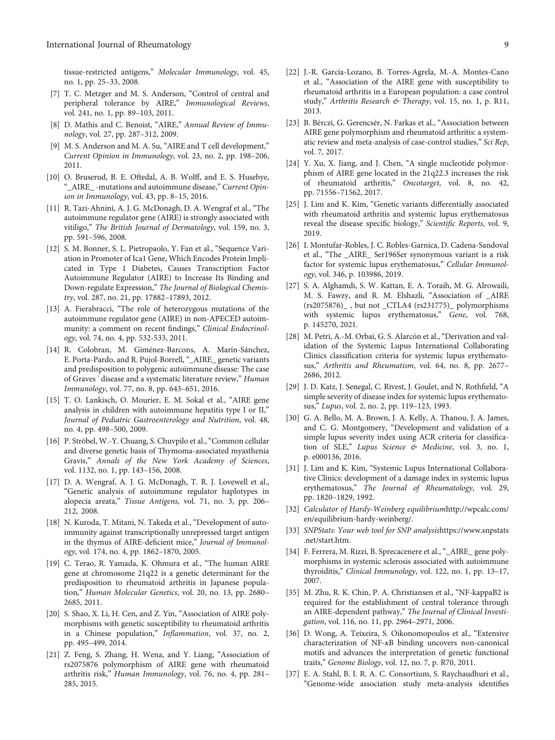tissue-restricted antigens," *Molecular Immunology*, vol. 45, no. 1, pp. 25–33, 2008.

[7] T. C. Metzger and M. S. Anderson, "Control of central and peripheral tolerance by AIRE," *Immunological Reviews*, vol. 241, no. 1, pp. 89–103, 2011.

[8] D. Mathis and C. Benoist, "AIRE," *Annual Review of Immunology*, vol. 27, pp. 287–312, 2009.

[9] M. S. Anderson and M. A. Su, "AIRE and T cell development," *Current Opinion in Immunology*, vol. 23, no. 2, pp. 198–206, 2011.

[10] O. Bruserud, B. E. Oftedal, A. B. Wolff, and E. S. Husebye, "_AIRE_ -mutations and autoimmune disease," *Current Opinion in Immunology*, vol. 43, pp. 8–15, 2016.

[11] R. Tazi-Ahnini, A. J. G. McDonagh, D. A. Wengraf et al., "The autoimmune regulator gene (AIRE) is strongly associated with vitiligo," *The British Journal of Dermatology*, vol. 159, no. 3, pp. 591–596, 2008.

[12] S. M. Bonner, S. L. Pietropaolo, Y. Fan et al., "Sequence Variation in Promoter of Ica1 Gene, Which Encodes Protein Implicated in Type 1 Diabetes, Causes Transcription Factor Autoimmune Regulator (AIRE) to Increase Its Binding and Down-regulate Expression," *The Journal of Biological Chemistry*, vol. 287, no. 21, pp. 17882–17893, 2012.

[13] A. Fierabracci, "The role of heterozygous mutations of the autoimmune regulator gene (AIRE) in non-APECED autoimmunity: a comment on recent findings," *Clinical Endocrinology*, vol. 74, no. 4, pp. 532-533, 2011.

[14] R. Colobran, M. Giménez-Barcons, A. Marín-Sánchez, E. Porta-Pardo, and R. Pujol-Borrell, "_AIRE_ genetic variants and predisposition to polygenic autoimmune disease: The case of Graves ' disease and a systematic literature review," *Human Immunology*, vol. 77, no. 8, pp. 643–651, 2016.

[15] T. O. Lankisch, O. Mourier, E. M. Sokal et al., "AIRE gene analysis in children with autoimmune hepatitis type I or II," *Journal of Pediatric Gastroenterology and Nutrition*, vol. 48, no. 4, pp. 498–500, 2009.

[16] P. Ströbel, W.-Y. Chuang, S. Chuvpilo et al., "Common cellular and diverse genetic basis of Thymoma-associated myasthenia Gravis," *Annals of the New York Academy of Sciences*, vol. 1132, no. 1, pp. 143–156, 2008.

[17] D. A. Wengraf, A. J. G. McDonagh, T. R. J. Lovewell et al., "Genetic analysis of autoimmune regulator haplotypes in alopecia areata," *Tissue Antigens*, vol. 71, no. 3, pp. 206–212, 2008.

[18] N. Kuroda, T. Mitani, N. Takeda et al., "Development of autoimmunity against transcriptionally unrepressed target antigen in the thymus of AIRE-deficient mice," *Journal of Immunology*, vol. 174, no. 4, pp. 1862–1870, 2005.

[19] C. Terao, R. Yamada, K. Ohmura et al., "The human AIRE gene at chromosome 21q22 is a genetic determinant for the predisposition to rheumatoid arthritis in Japanese population," *Human Molecular Genetics*, vol. 20, no. 13, pp. 2680–2685, 2011.

[20] S. Shao, X. Li, H. Cen, and Z. Yin, "Association of AIRE polymorphisms with genetic susceptibility to rheumatoid arthritis in a Chinese population," *Inflammation*, vol. 37, no. 2, pp. 495–499, 2014.

[21] Z. Feng, S. Zhang, H. Wena, and Y. Liang, "Association of rs2075876 polymorphism of AIRE gene with rheumatoid arthritis risk," *Human Immunology*, vol. 76, no. 4, pp. 281–285, 2015.

[22] J.-R. García-Lozano, B. Torres-Agrela, M.-A. Montes-Cano et al., "Association of the AIRE gene with susceptibility to rheumatoid arthritis in a European population: a case control study," *Arthritis Research & Therapy*, vol. 15, no. 1, p. R11, 2013.

[23] B. Bérczi, G. Gerencsér, N. Farkas et al., "Association between AIRE gene polymorphism and rheumatoid arthritis: a systematic review and meta-analysis of case-control studies," *Sci Rep*, vol. 7, 2017.

[24] Y. Xu, X. Jiang, and J. Chen, "A single nucleotide polymorphism of AIRE gene located in the 21q22.3 increases the risk of rheumatoid arthritis," *Oncotarget*, vol. 8, no. 42, pp. 71556–71562, 2017.

[25] J. Lim and K. Kim, "Genetic variants differentially associated with rheumatoid arthritis and systemic lupus erythematosus reveal the disease specific biology," *Scientific Reports*, vol. 9, 2019.

[26] I. Montufar-Robles, J. C. Robles-Garnica, D. Cadena-Sandoval et al., "The _AIRE_ Ser196Ser synonymous variant is a risk factor for systemic lupus erythematosus," *Cellular Immunology*, vol. 346, p. 103986, 2019.

[27] S. A. Alghamdi, S. W. Kattan, E. A. Toraih, M. G. Alrowaili, M. S. Fawzy, and R. M. Elshazli, "Association of _AIRE (rs2075876)_ , but not _CTLA4 (rs231775)_ polymorphisms with systemic lupus erythematosus," *Gene*, vol. 768, p. 145270, 2021.

[28] M. Petri, A.-M. Orbai, G. S. Alarcón et al., "Derivation and validation of the Systemic Lupus International Collaborating Clinics classification criteria for systemic lupus erythematosus," *Arthritis and Rheumatism*, vol. 64, no. 8, pp. 2677–2686, 2012.

[29] J. D. Katz, J. Senegal, C. Rivest, J. Goulet, and N. Rothfield, "A simple severity of disease index for systemic lupus erythematosus," *Lupus*, vol. 2, no. 2, pp. 119–123, 1993.

[30] G. A. Bello, M. A. Brown, J. A. Kelly, A. Thanou, J. A. James, and C. G. Montgomery, "Development and validation of a simple lupus severity index using ACR criteria for classification of SLE," *Lupus Science & Medicine*, vol. 3, no. 1, p. e000136, 2016.

[31] J. Lim and K. Kim, "Systemic Lupus International Collaborative Clinics: development of a damage index in systemic lupus erythematosus," *The Journal of Rheumatology*, vol. 29, pp. 1820–1829, 1992.

[32] *Calculator of Hardy-Weinberg equilibrium*http://wpcalc.com/en/equilibrium-hardy-weinberg/.

[33] *SNPStats: Your web tool for SNP analysis*https://www.snpstats.net/start.htm.

[34] F. Ferrera, M. Rizzi, B. Sprecacenere et al., "_AIRE_ gene polymorphisms in systemic sclerosis associated with autoimmune thyroiditis," *Clinical Immunology*, vol. 122, no. 1, pp. 13–17, 2007.

[35] M. Zhu, R. K. Chin, P. A. Christiansen et al., "NF-kappaB2 is required for the establishment of central tolerance through an AIRE-dependent pathway," *The Journal of Clinical Investigation*, vol. 116, no. 11, pp. 2964–2971, 2006.

[36] D. Wong, A. Teixeira, S. Oikonomopoulos et al., "Extensive characterization of NF-κB binding uncovers non-canonical motifs and advances the interpretation of genetic functional traits," *Genome Biology*, vol. 12, no. 7, p. R70, 2011.

[37] E. A. Stahl, B. I. R. A. C. Consortium, S. Raychaudhuri et al., "Genome-wide association study meta-analysis identifies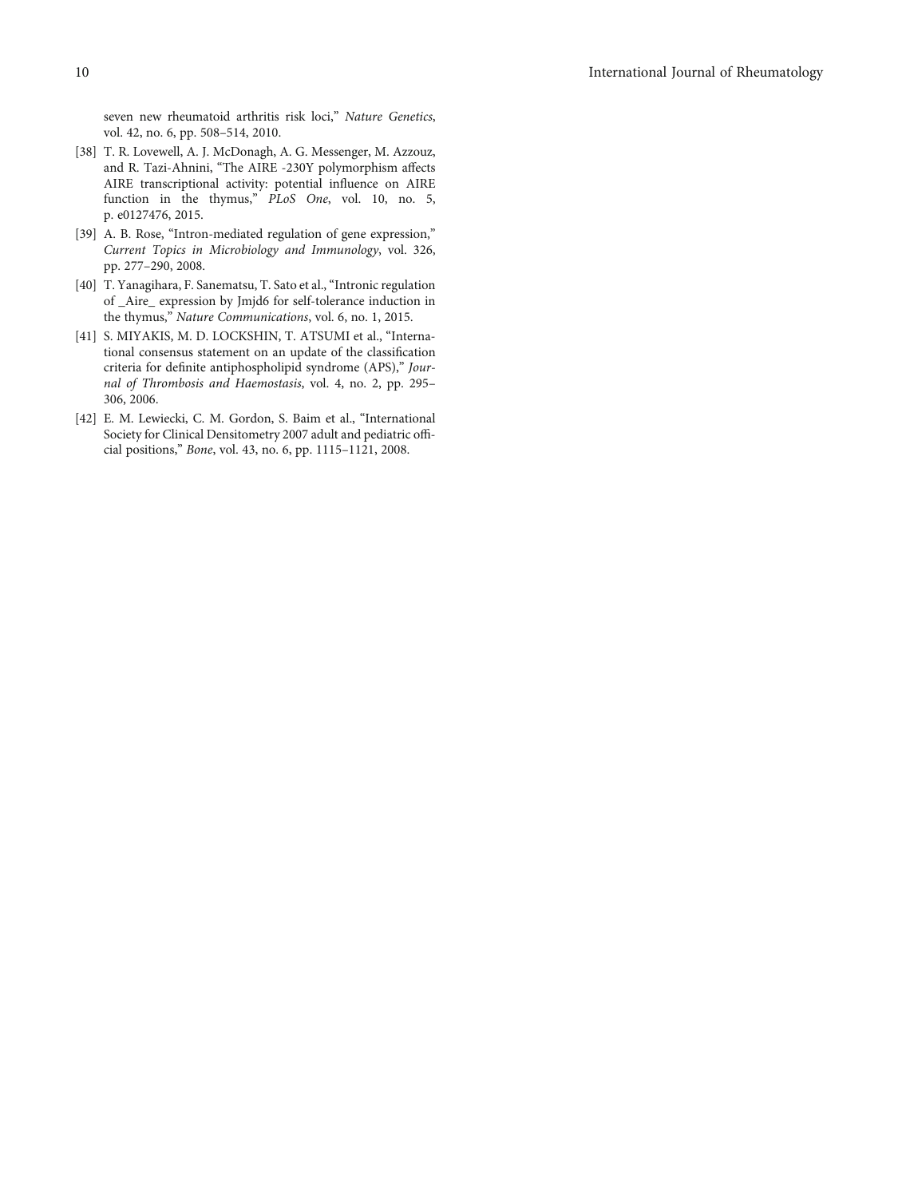seven new rheumatoid arthritis risk loci," *Nature Genetics*, vol. 42, no. 6, pp. 508–514, 2010.

[38] T. R. Lovewell, A. J. McDonagh, A. G. Messenger, M. Azzouz, and R. Tazi-Ahnini, "The AIRE -230Y polymorphism affects AIRE transcriptional activity: potential influence on AIRE function in the thymus," *PLoS One*, vol. 10, no. 5, p. e0127476, 2015.

[39] A. B. Rose, "Intron-mediated regulation of gene expression," *Current Topics in Microbiology and Immunology*, vol. 326, pp. 277–290, 2008.

[40] T. Yanagihara, F. Sanematsu, T. Sato et al., "Intronic regulation of _Aire_ expression by Jmjd6 for self-tolerance induction in the thymus," *Nature Communications*, vol. 6, no. 1, 2015.

[41] S. MIYAKIS, M. D. LOCKSHIN, T. ATSUMI et al., "International consensus statement on an update of the classification criteria for definite antiphospholipid syndrome (APS)," *Journal of Thrombosis and Haemostasis*, vol. 4, no. 2, pp. 295–306, 2006.

[42] E. M. Lewiecki, C. M. Gordon, S. Baim et al., "International Society for Clinical Densitometry 2007 adult and pediatric official positions," *Bone*, vol. 43, no. 6, pp. 1115–1121, 2008.